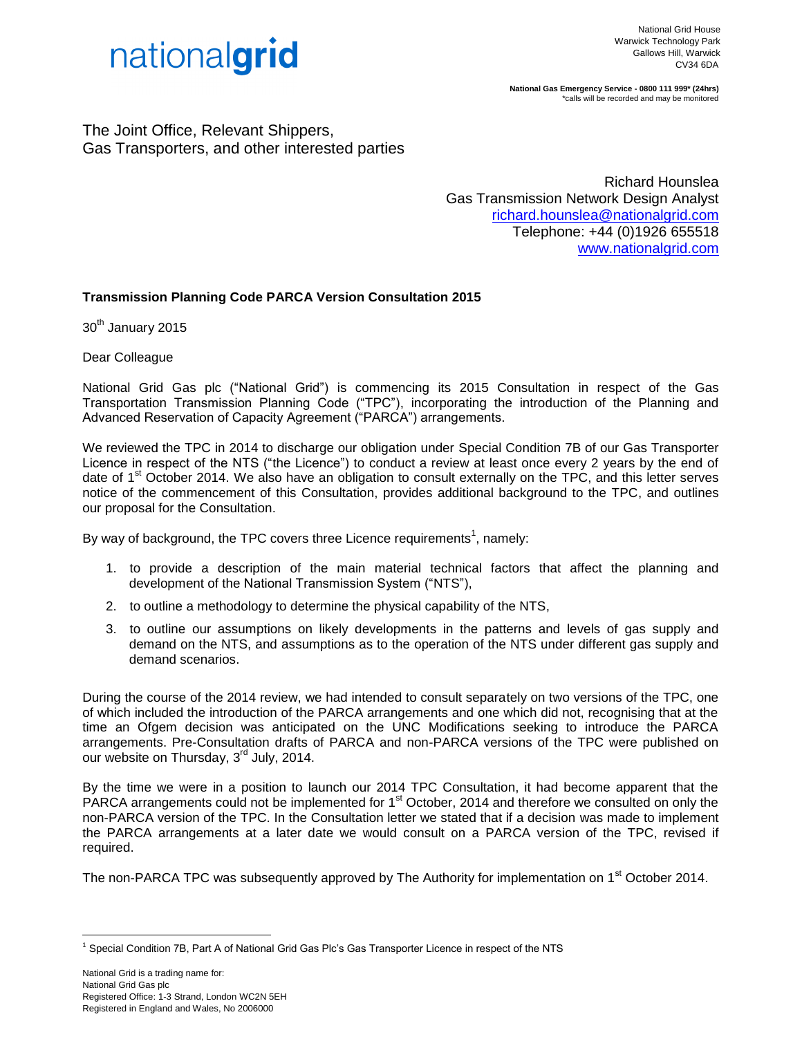nationalgrid

National Grid House
Warwick Technology Park
Gallows Hill, Warwick
CV34 6DA

**National Gas Emergency Service - 0800 111 999\* (24hrs)**
\*calls will be recorded and may be monitored

The Joint Office, Relevant Shippers,
Gas Transporters, and other interested parties

Richard Hounslea
Gas Transmission Network Design Analyst
richard.hounslea@nationalgrid.com
Telephone: +44 (0)1926 655518
www.nationalgrid.com

**Transmission Planning Code PARCA Version Consultation 2015**

30th January 2015

Dear Colleague

National Grid Gas plc ("National Grid") is commencing its 2015 Consultation in respect of the Gas Transportation Transmission Planning Code ("TPC"), incorporating the introduction of the Planning and Advanced Reservation of Capacity Agreement ("PARCA") arrangements.

We reviewed the TPC in 2014 to discharge our obligation under Special Condition 7B of our Gas Transporter Licence in respect of the NTS ("the Licence") to conduct a review at least once every 2 years by the end of date of 1st October 2014. We also have an obligation to consult externally on the TPC, and this letter serves notice of the commencement of this Consultation, provides additional background to the TPC, and outlines our proposal for the Consultation.

By way of background, the TPC covers three Licence requirements[1], namely:

1. to provide a description of the main material technical factors that affect the planning and development of the National Transmission System ("NTS"),
2. to outline a methodology to determine the physical capability of the NTS,
3. to outline our assumptions on likely developments in the patterns and levels of gas supply and demand on the NTS, and assumptions as to the operation of the NTS under different gas supply and demand scenarios.

During the course of the 2014 review, we had intended to consult separately on two versions of the TPC, one of which included the introduction of the PARCA arrangements and one which did not, recognising that at the time an Ofgem decision was anticipated on the UNC Modifications seeking to introduce the PARCA arrangements. Pre-Consultation drafts of PARCA and non-PARCA versions of the TPC were published on our website on Thursday, 3rd July, 2014.

By the time we were in a position to launch our 2014 TPC Consultation, it had become apparent that the PARCA arrangements could not be implemented for 1st October, 2014 and therefore we consulted on only the non-PARCA version of the TPC. In the Consultation letter we stated that if a decision was made to implement the PARCA arrangements at a later date we would consult on a PARCA version of the TPC, revised if required.

The non-PARCA TPC was subsequently approved by The Authority for implementation on 1st October 2014.

[1] Special Condition 7B, Part A of National Grid Gas Plc's Gas Transporter Licence in respect of the NTS

National Grid is a trading name for:
National Grid Gas plc
Registered Office: 1-3 Strand, London WC2N 5EH
Registered in England and Wales, No 2006000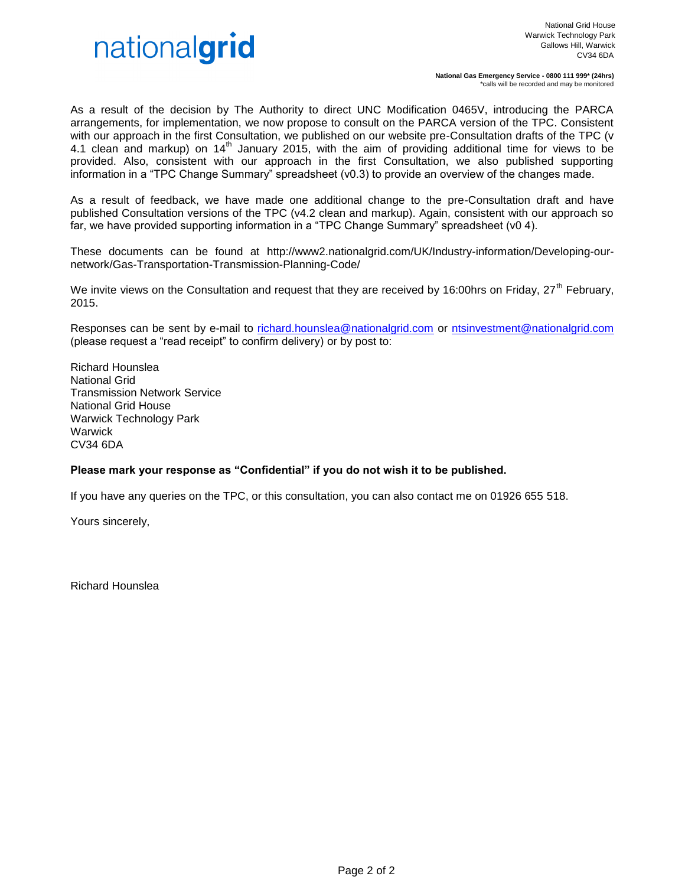nationalgrid

National Grid House
Warwick Technology Park
Gallows Hill, Warwick
CV34 6DA

**National Gas Emergency Service - 0800 111 999\* (24hrs)**
\*calls will be recorded and may be monitored

As a result of the decision by The Authority to direct UNC Modification 0465V, introducing the PARCA arrangements, for implementation, we now propose to consult on the PARCA version of the TPC. Consistent with our approach in the first Consultation, we published on our website pre-Consultation drafts of the TPC (v 4.1 clean and markup) on 14th January 2015, with the aim of providing additional time for views to be provided. Also, consistent with our approach in the first Consultation, we also published supporting information in a "TPC Change Summary" spreadsheet (v0.3) to provide an overview of the changes made.

As a result of feedback, we have made one additional change to the pre-Consultation draft and have published Consultation versions of the TPC (v4.2 clean and markup). Again, consistent with our approach so far, we have provided supporting information in a "TPC Change Summary" spreadsheet (v0 4).

These documents can be found at http://www2.nationalgrid.com/UK/Industry-information/Developing-our-network/Gas-Transportation-Transmission-Planning-Code/

We invite views on the Consultation and request that they are received by 16:00hrs on Friday, 27th February, 2015.

Responses can be sent by e-mail to richard.hounslea@nationalgrid.com or ntsinvestment@nationalgrid.com (please request a "read receipt" to confirm delivery) or by post to:

Richard Hounslea
National Grid
Transmission Network Service
National Grid House
Warwick Technology Park
Warwick
CV34 6DA

**Please mark your response as "Confidential" if you do not wish it to be published.**

If you have any queries on the TPC, or this consultation, you can also contact me on 01926 655 518.

Yours sincerely,

Richard Hounslea